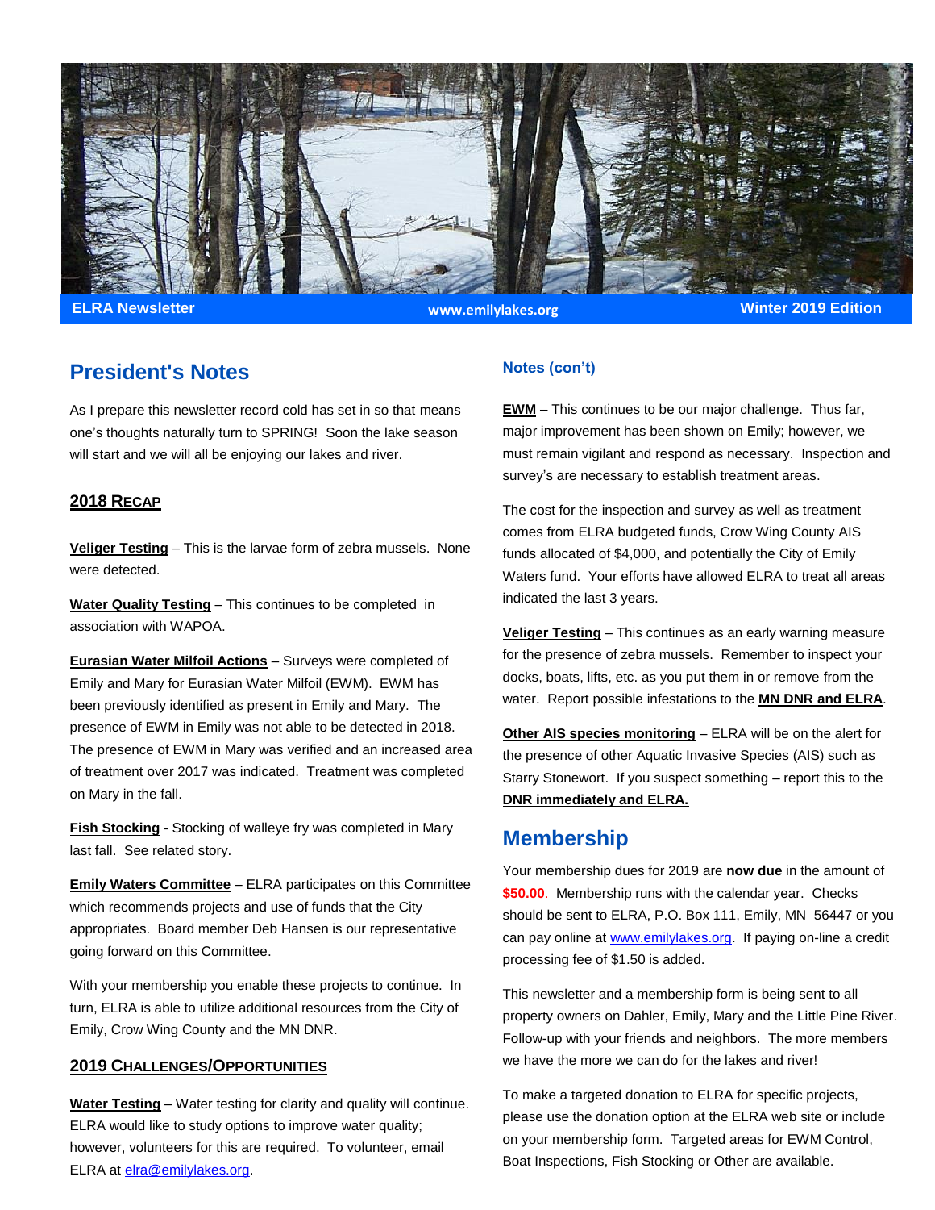ELRA Newsletter | www.emilylakes.org | Winter 2019 Edition

## President's Notes

As I prepare this newsletter record cold has set in so that means one's thoughts naturally turn to SPRING! Soon the lake season will start and we will all be enjoying our lakes and river.

### 2018 Recap

**Veliger Testing** – This is the larvae form of zebra mussels. None were detected.

**Water Quality Testing** – This continues to be completed in association with WAPOA.

**Eurasian Water Milfoil Actions** – Surveys were completed of Emily and Mary for Eurasian Water Milfoil (EWM). EWM has been previously identified as present in Emily and Mary. The presence of EWM in Emily was not able to be detected in 2018. The presence of EWM in Mary was verified and an increased area of treatment over 2017 was indicated. Treatment was completed on Mary in the fall.

**Fish Stocking** - Stocking of walleye fry was completed in Mary last fall. See related story.

**Emily Waters Committee** – ELRA participates on this Committee which recommends projects and use of funds that the City appropriates. Board member Deb Hansen is our representative going forward on this Committee.

With your membership you enable these projects to continue. In turn, ELRA is able to utilize additional resources from the City of Emily, Crow Wing County and the MN DNR.

### 2019 Challenges/Opportunities

**Water Testing** – Water testing for clarity and quality will continue. ELRA would like to study options to improve water quality; however, volunteers for this are required. To volunteer, email ELRA at elra@emilylakes.org.

### Notes (con't)

**EWM** – This continues to be our major challenge. Thus far, major improvement has been shown on Emily; however, we must remain vigilant and respond as necessary. Inspection and survey's are necessary to establish treatment areas.

The cost for the inspection and survey as well as treatment comes from ELRA budgeted funds, Crow Wing County AIS funds allocated of $4,000, and potentially the City of Emily Waters fund. Your efforts have allowed ELRA to treat all areas indicated the last 3 years.

**Veliger Testing** – This continues as an early warning measure for the presence of zebra mussels. Remember to inspect your docks, boats, lifts, etc. as you put them in or remove from the water. Report possible infestations to the **MN DNR and ELRA**.

**Other AIS species monitoring** – ELRA will be on the alert for the presence of other Aquatic Invasive Species (AIS) such as Starry Stonewort. If you suspect something – report this to the **DNR immediately and ELRA.**

## Membership

Your membership dues for 2019 are **now due** in the amount of **$50.00**. Membership runs with the calendar year. Checks should be sent to ELRA, P.O. Box 111, Emily, MN 56447 or you can pay online at www.emilylakes.org. If paying on-line a credit processing fee of $1.50 is added.

This newsletter and a membership form is being sent to all property owners on Dahler, Emily, Mary and the Little Pine River. Follow-up with your friends and neighbors. The more members we have the more we can do for the lakes and river!

To make a targeted donation to ELRA for specific projects, please use the donation option at the ELRA web site or include on your membership form. Targeted areas for EWM Control, Boat Inspections, Fish Stocking or Other are available.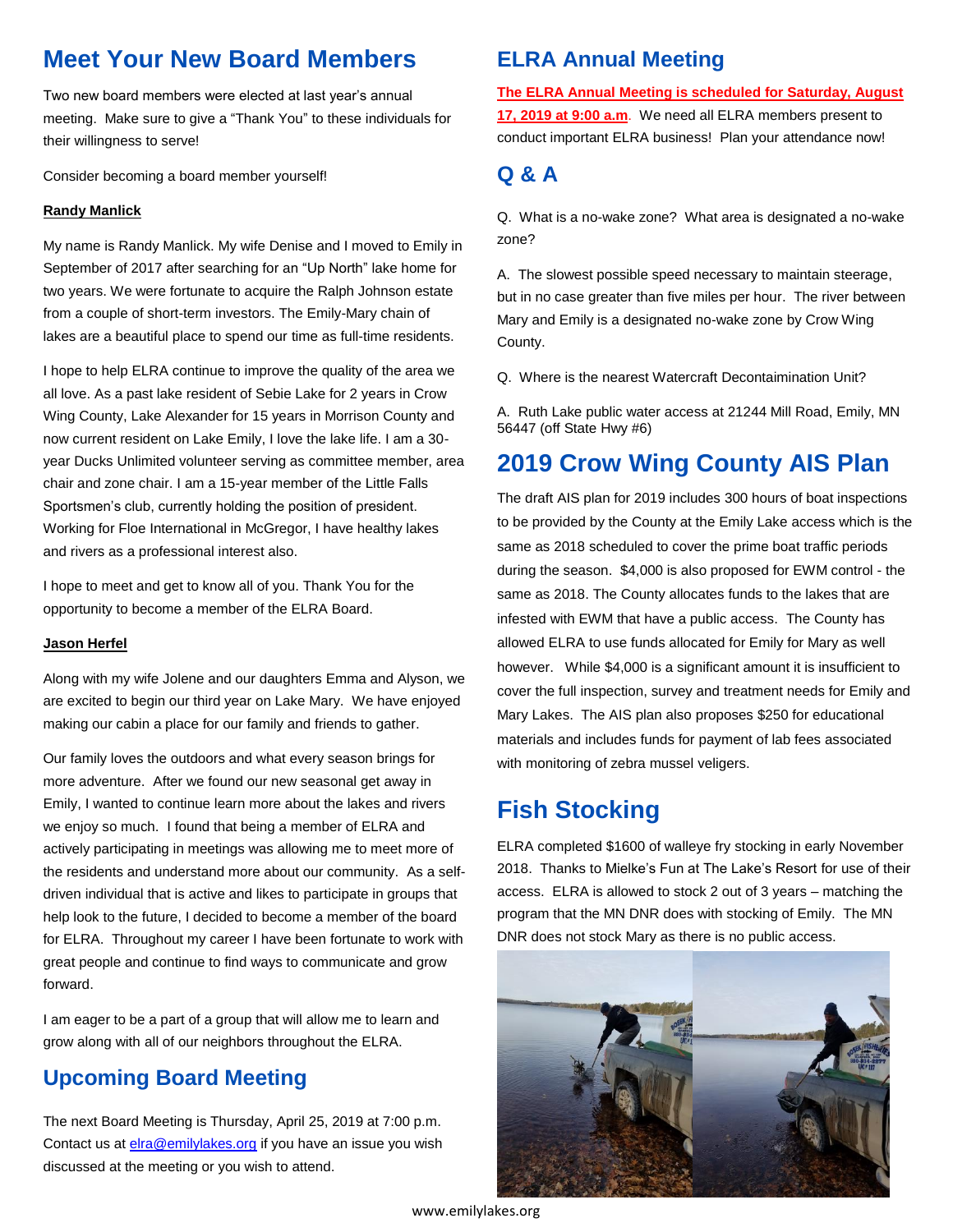## Meet Your New Board Members

Two new board members were elected at last year's annual meeting. Make sure to give a "Thank You" to these individuals for their willingness to serve!

Consider becoming a board member yourself!

**Randy Manlick**

My name is Randy Manlick. My wife Denise and I moved to Emily in September of 2017 after searching for an "Up North" lake home for two years. We were fortunate to acquire the Ralph Johnson estate from a couple of short-term investors. The Emily-Mary chain of lakes are a beautiful place to spend our time as full-time residents.

I hope to help ELRA continue to improve the quality of the area we all love. As a past lake resident of Sebie Lake for 2 years in Crow Wing County, Lake Alexander for 15 years in Morrison County and now current resident on Lake Emily, I love the lake life. I am a 30-year Ducks Unlimited volunteer serving as committee member, area chair and zone chair. I am a 15-year member of the Little Falls Sportsmen's club, currently holding the position of president. Working for Floe International in McGregor, I have healthy lakes and rivers as a professional interest also.

I hope to meet and get to know all of you. Thank You for the opportunity to become a member of the ELRA Board.

**Jason Herfel**

Along with my wife Jolene and our daughters Emma and Alyson, we are excited to begin our third year on Lake Mary. We have enjoyed making our cabin a place for our family and friends to gather.

Our family loves the outdoors and what every season brings for more adventure. After we found our new seasonal get away in Emily, I wanted to continue learn more about the lakes and rivers we enjoy so much. I found that being a member of ELRA and actively participating in meetings was allowing me to meet more of the residents and understand more about our community. As a self-driven individual that is active and likes to participate in groups that help look to the future, I decided to become a member of the board for ELRA. Throughout my career I have been fortunate to work with great people and continue to find ways to communicate and grow forward.

I am eager to be a part of a group that will allow me to learn and grow along with all of our neighbors throughout the ELRA.

## Upcoming Board Meeting

The next Board Meeting is Thursday, April 25, 2019 at 7:00 p.m. Contact us at elra@emilylakes.org if you have an issue you wish discussed at the meeting or you wish to attend.

## ELRA Annual Meeting

**The ELRA Annual Meeting is scheduled for Saturday, August 17, 2019 at 9:00 a.m**. We need all ELRA members present to conduct important ELRA business! Plan your attendance now!

## Q & A

Q. What is a no-wake zone? What area is designated a no-wake zone?

A. The slowest possible speed necessary to maintain steerage, but in no case greater than five miles per hour. The river between Mary and Emily is a designated no-wake zone by Crow Wing County.

Q. Where is the nearest Watercraft Decontaimination Unit?

A. Ruth Lake public water access at 21244 Mill Road, Emily, MN 56447 (off State Hwy #6)

## 2019 Crow Wing County AIS Plan

The draft AIS plan for 2019 includes 300 hours of boat inspections to be provided by the County at the Emily Lake access which is the same as 2018 scheduled to cover the prime boat traffic periods during the season. $4,000 is also proposed for EWM control - the same as 2018. The County allocates funds to the lakes that are infested with EWM that have a public access. The County has allowed ELRA to use funds allocated for Emily for Mary as well however. While $4,000 is a significant amount it is insufficient to cover the full inspection, survey and treatment needs for Emily and Mary Lakes. The AIS plan also proposes $250 for educational materials and includes funds for payment of lab fees associated with monitoring of zebra mussel veligers.

## Fish Stocking

ELRA completed $1600 of walleye fry stocking in early November 2018. Thanks to Mielke's Fun at The Lake's Resort for use of their access. ELRA is allowed to stock 2 out of 3 years – matching the program that the MN DNR does with stocking of Emily. The MN DNR does not stock Mary as there is no public access.